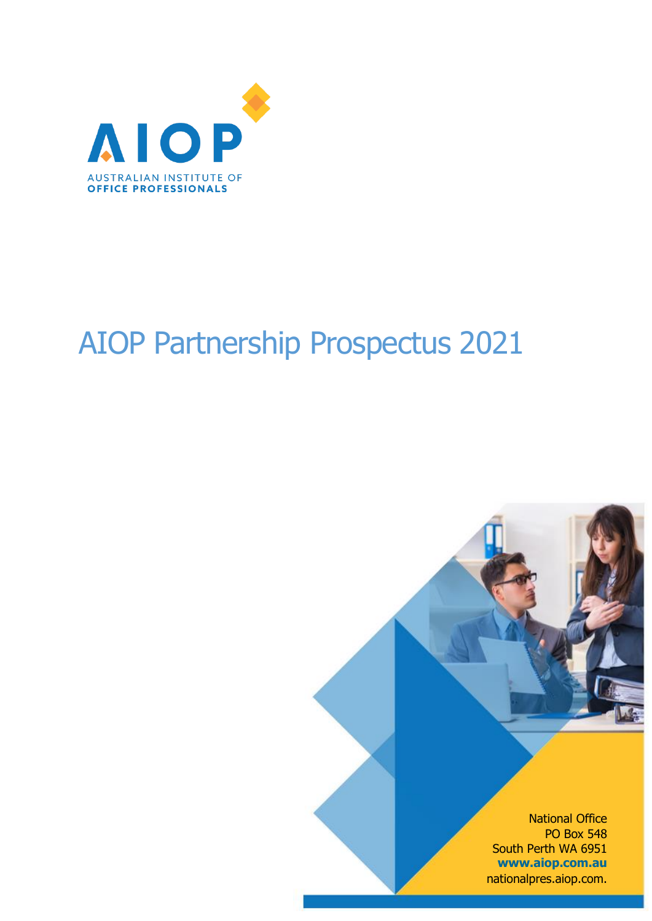AIOP

AUSTRALIAN INSTITUTE OF
OFFICE PROFESSIONALS

# AIOP Partnership Prospectus 2021

National Office
PO Box 548
South Perth WA 6951
**www.aiop.com.au**
nationalpres.aiop.com.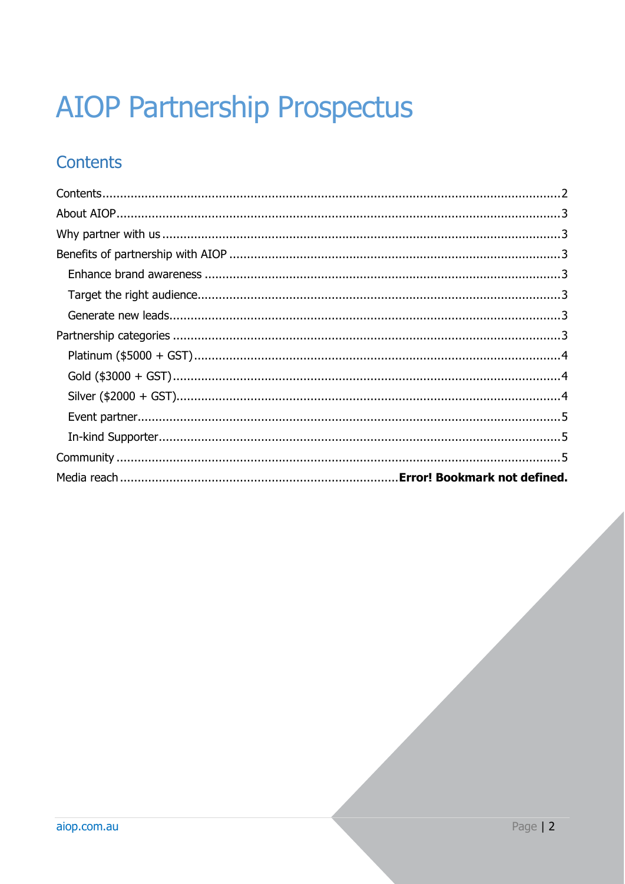# AIOP Partnership Prospectus

## Contents

Contents.........................................................................................................................2
About AIOP......................................................................................................................3
Why partner with us .........................................................................................................3
Benefits of partnership with AIOP .....................................................................................3
  Enhance brand awareness ..............................................................................................3
  Target the right audience................................................................................................3
  Generate new leads........................................................................................................3
Partnership categories ......................................................................................................3
  Platinum ($5000 + GST)...................................................................................................4
  Gold ($3000 + GST).........................................................................................................4
  Silver ($2000 + GST)........................................................................................................4
  Event partner..................................................................................................................5
  In-kind Supporter.............................................................................................................5
Community .......................................................................................................................5
Media reach ........................................................................... **Error! Bookmark not defined.**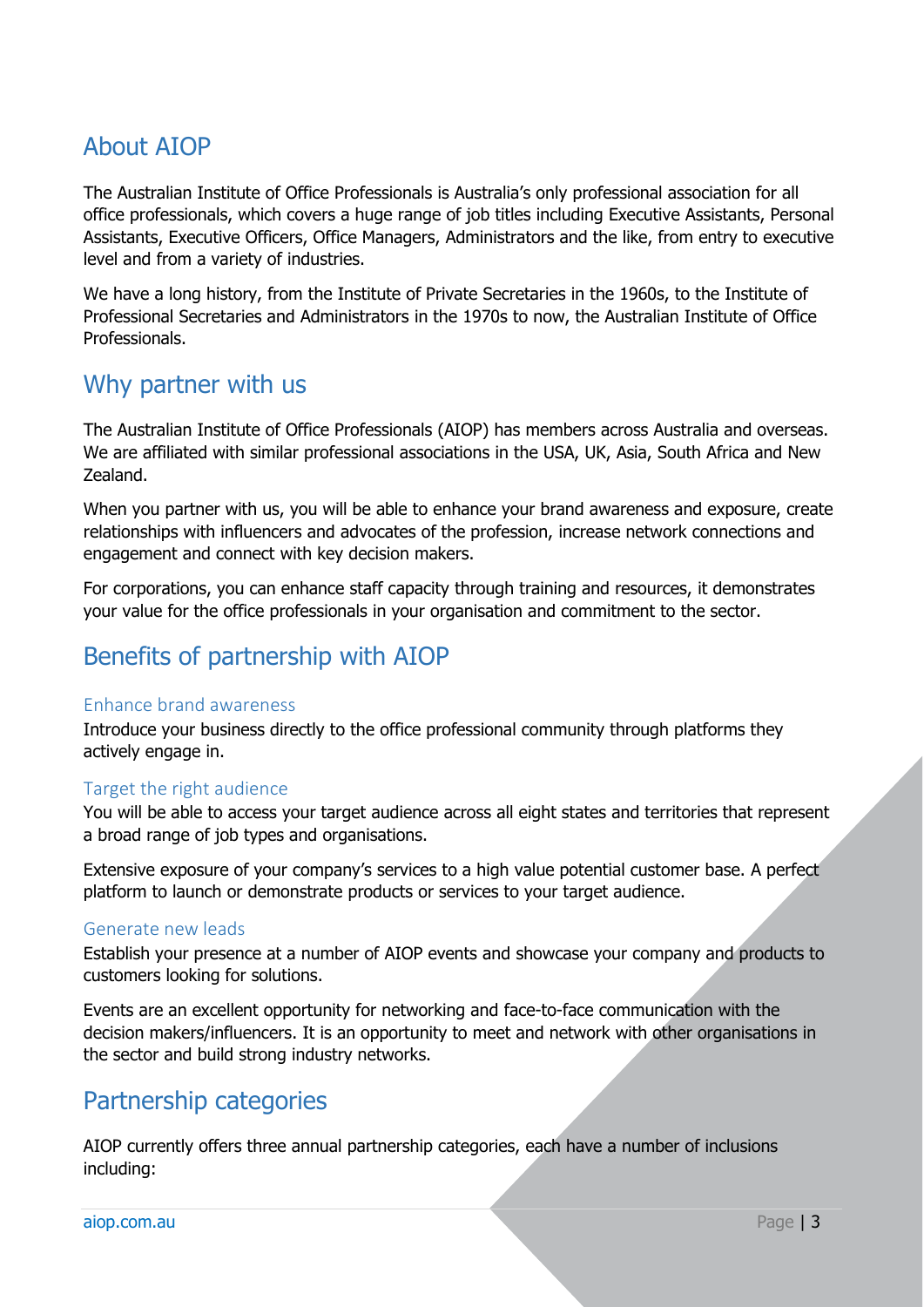## About AIOP

The Australian Institute of Office Professionals is Australia's only professional association for all office professionals, which covers a huge range of job titles including Executive Assistants, Personal Assistants, Executive Officers, Office Managers, Administrators and the like, from entry to executive level and from a variety of industries.

We have a long history, from the Institute of Private Secretaries in the 1960s, to the Institute of Professional Secretaries and Administrators in the 1970s to now, the Australian Institute of Office Professionals.

## Why partner with us

The Australian Institute of Office Professionals (AIOP) has members across Australia and overseas. We are affiliated with similar professional associations in the USA, UK, Asia, South Africa and New Zealand.

When you partner with us, you will be able to enhance your brand awareness and exposure, create relationships with influencers and advocates of the profession, increase network connections and engagement and connect with key decision makers.

For corporations, you can enhance staff capacity through training and resources, it demonstrates your value for the office professionals in your organisation and commitment to the sector.

## Benefits of partnership with AIOP

### Enhance brand awareness

Introduce your business directly to the office professional community through platforms they actively engage in.

### Target the right audience

You will be able to access your target audience across all eight states and territories that represent a broad range of job types and organisations.

Extensive exposure of your company's services to a high value potential customer base. A perfect platform to launch or demonstrate products or services to your target audience.

### Generate new leads

Establish your presence at a number of AIOP events and showcase your company and products to customers looking for solutions.

Events are an excellent opportunity for networking and face-to-face communication with the decision makers/influencers. It is an opportunity to meet and network with other organisations in the sector and build strong industry networks.

## Partnership categories

AIOP currently offers three annual partnership categories, each have a number of inclusions including: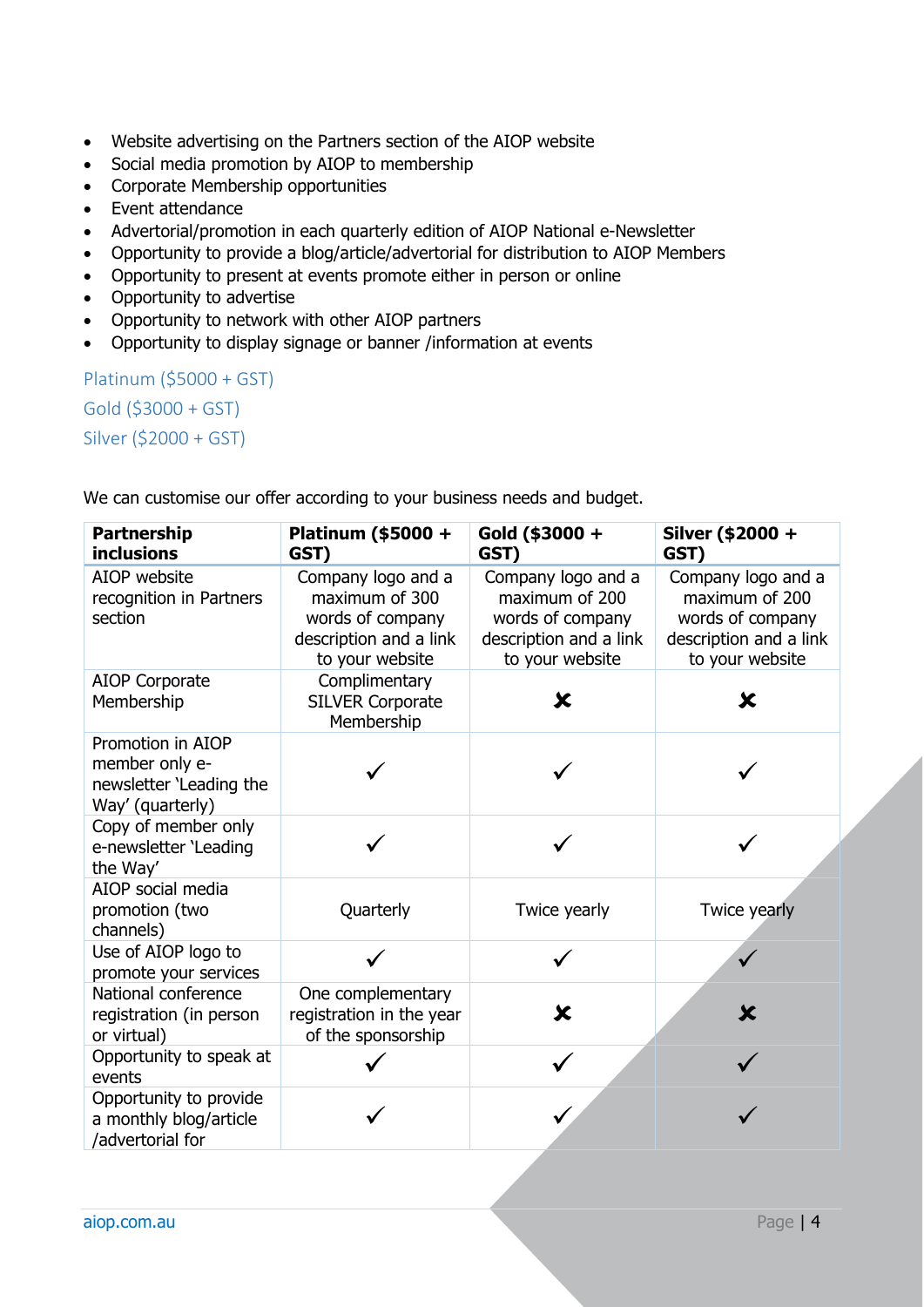- Website advertising on the Partners section of the AIOP website
- Social media promotion by AIOP to membership
- Corporate Membership opportunities
- Event attendance
- Advertorial/promotion in each quarterly edition of AIOP National e-Newsletter
- Opportunity to provide a blog/article/advertorial for distribution to AIOP Members
- Opportunity to present at events promote either in person or online
- Opportunity to advertise
- Opportunity to network with other AIOP partners
- Opportunity to display signage or banner /information at events

Platinum ($5000 + GST)

Gold ($3000 + GST)

Silver ($2000 + GST)

We can customise our offer according to your business needs and budget.

| Partnership inclusions | Platinum ($5000 + GST) | Gold ($3000 + GST) | Silver ($2000 + GST) |
|---|---|---|---|
| AIOP website recognition in Partners section | Company logo and a maximum of 300 words of company description and a link to your website | Company logo and a maximum of 200 words of company description and a link to your website | Company logo and a maximum of 200 words of company description and a link to your website |
| AIOP Corporate Membership | Complimentary SILVER Corporate Membership | ✘ | ✘ |
| Promotion in AIOP member only e-newsletter 'Leading the Way' (quarterly) | ✓ | ✓ | ✓ |
| Copy of member only e-newsletter 'Leading the Way' | ✓ | ✓ | ✓ |
| AIOP social media promotion (two channels) | Quarterly | Twice yearly | Twice yearly |
| Use of AIOP logo to promote your services | ✓ | ✓ | ✓ |
| National conference registration (in person or virtual) | One complementary registration in the year of the sponsorship | ✘ | ✘ |
| Opportunity to speak at events | ✓ | ✓ | ✓ |
| Opportunity to provide a monthly blog/article /advertorial for | ✓ | ✓ | ✓ |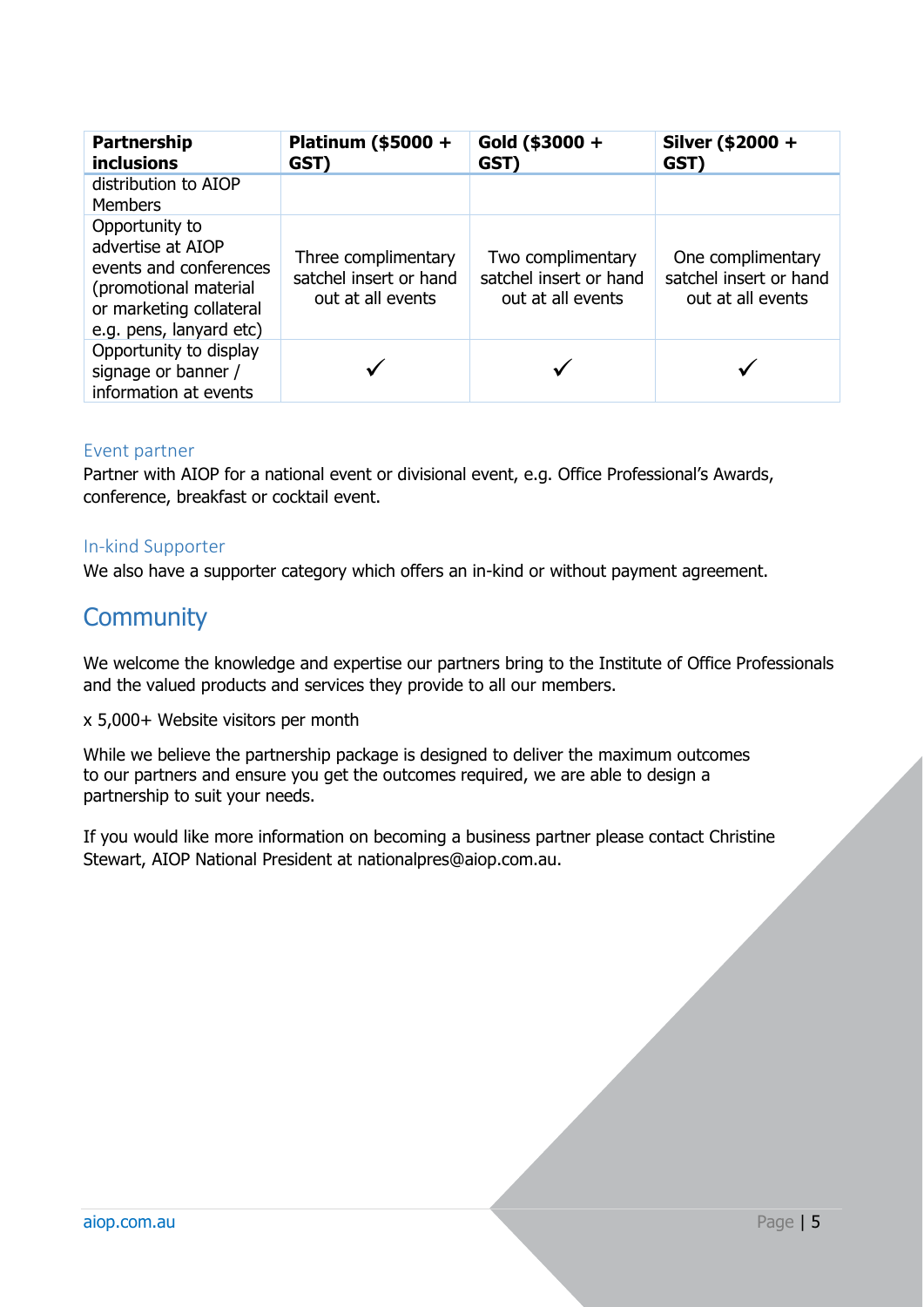| Partnership inclusions | Platinum ($5000 + GST) | Gold ($3000 + GST) | Silver ($2000 + GST) |
|---|---|---|---|
| distribution to AIOP Members | | | |
| Opportunity to advertise at AIOP events and conferences (promotional material or marketing collateral e.g. pens, lanyard etc) | Three complimentary satchel insert or hand out at all events | Two complimentary satchel insert or hand out at all events | One complimentary satchel insert or hand out at all events |
| Opportunity to display signage or banner / information at events | ✓ | ✓ | ✓ |

### Event partner

Partner with AIOP for a national event or divisional event, e.g. Office Professional's Awards, conference, breakfast or cocktail event.

### In-kind Supporter

We also have a supporter category which offers an in-kind or without payment agreement.

## Community

We welcome the knowledge and expertise our partners bring to the Institute of Office Professionals and the valued products and services they provide to all our members.

x 5,000+ Website visitors per month

While we believe the partnership package is designed to deliver the maximum outcomes to our partners and ensure you get the outcomes required, we are able to design a partnership to suit your needs.

If you would like more information on becoming a business partner please contact Christine Stewart, AIOP National President at nationalpres@aiop.com.au.